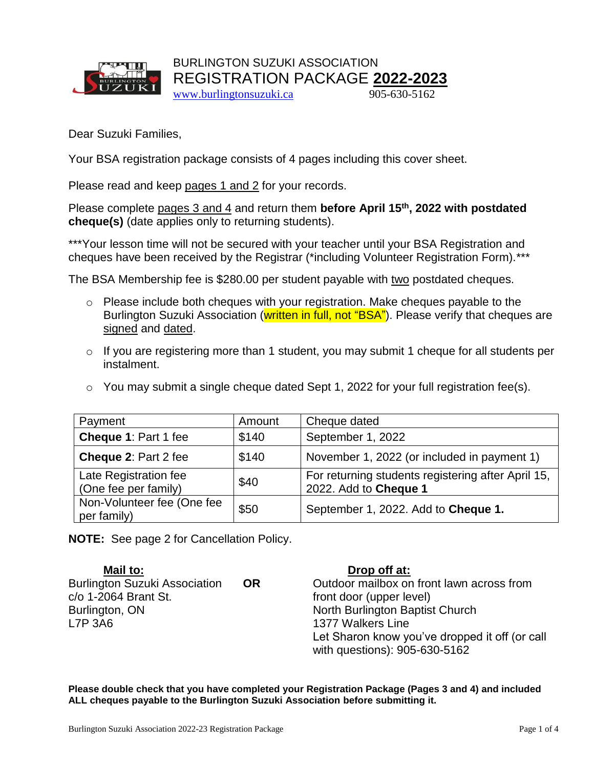# BURLINGTON SUZUKI ASSOCIATION

## REGISTRATION PACKAGE **2022-2023**

www.burlingtonsuzuki.ca 905-630-5162

Dear Suzuki Families,

Your BSA registration package consists of 4 pages including this cover sheet.

Please read and keep pages 1 and 2 for your records.

Please complete pages 3 and 4 and return them **before April 15th, 2022 with postdated cheque(s)** (date applies only to returning students).

***Your lesson time will not be secured with your teacher until your BSA Registration and cheques have been received by the Registrar (*including Volunteer Registration Form).***

The BSA Membership fee is $280.00 per student payable with two postdated cheques.

- Please include both cheques with your registration. Make cheques payable to the Burlington Suzuki Association (written in full, not "BSA"). Please verify that cheques are signed and dated.
- If you are registering more than 1 student, you may submit 1 cheque for all students per instalment.
- You may submit a single cheque dated Sept 1, 2022 for your full registration fee(s).

| Payment | Amount | Cheque dated |
|---|---|---|
| **Cheque 1**: Part 1 fee | $140 | September 1, 2022 |
| **Cheque 2**: Part 2 fee | $140 | November 1, 2022 (or included in payment 1) |
| Late Registration fee (One fee per family) | $40 | For returning students registering after April 15, 2022. Add to **Cheque 1** |
| Non-Volunteer fee (One fee per family) | $50 | September 1, 2022. Add to **Cheque 1.** |

**NOTE:** See page 2 for Cancellation Policy.

**Mail to:**

Burlington Suzuki Association
c/o 1-2064 Brant St.
Burlington, ON
L7P 3A6

**OR**

**Drop off at:**

Outdoor mailbox on front lawn across from front door (upper level)
North Burlington Baptist Church
1377 Walkers Line
Let Sharon know you've dropped it off (or call with questions): 905-630-5162

**Please double check that you have completed your Registration Package (Pages 3 and 4) and included ALL cheques payable to the Burlington Suzuki Association before submitting it.**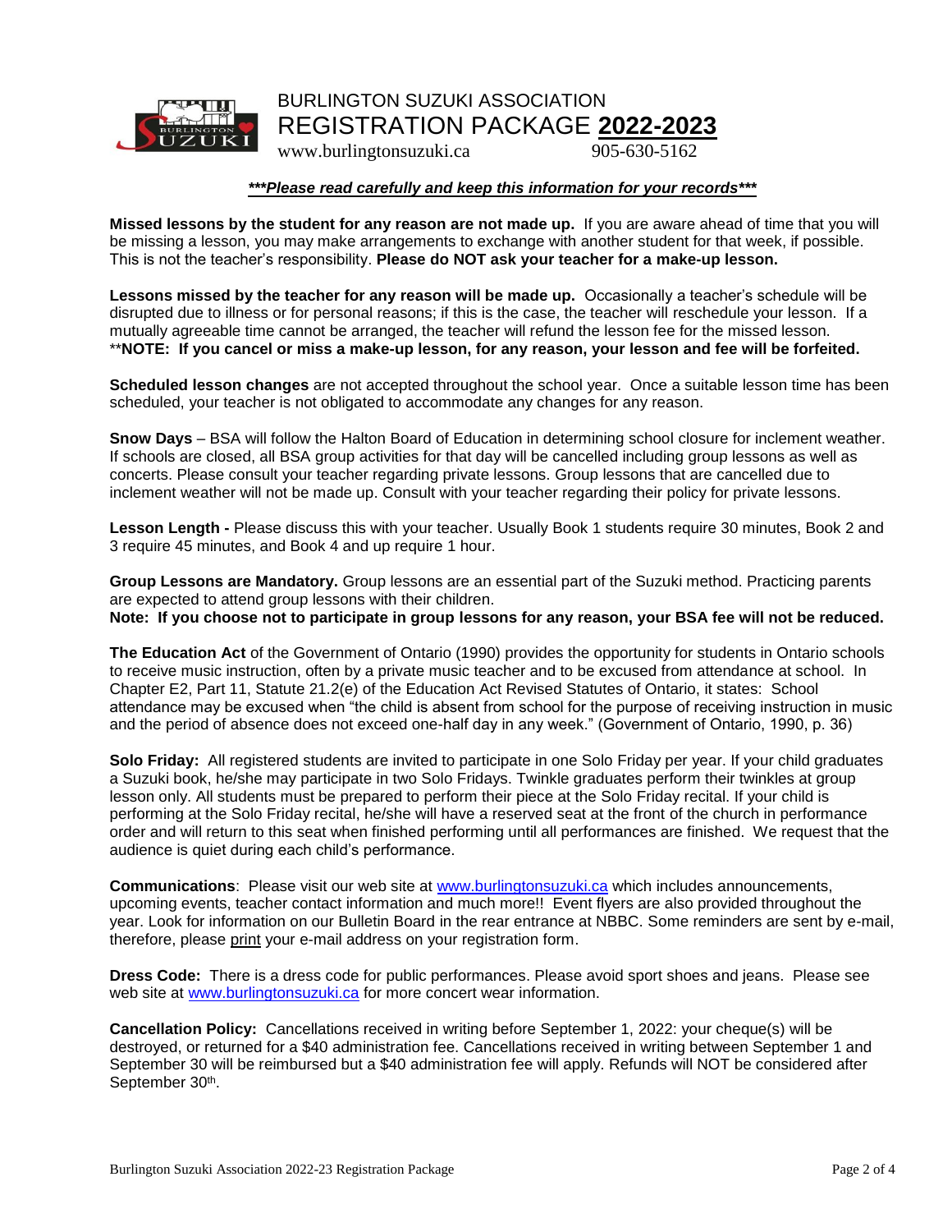# BURLINGTON SUZUKI ASSOCIATION
## REGISTRATION PACKAGE **2022-2023**

www.burlingtonsuzuki.ca 905-630-5162

***\*\*\*Please read carefully and keep this information for your records\*\*\****

**Missed lessons by the student for any reason are not made up.** If you are aware ahead of time that you will be missing a lesson, you may make arrangements to exchange with another student for that week, if possible. This is not the teacher's responsibility. **Please do NOT ask your teacher for a make-up lesson.**

**Lessons missed by the teacher for any reason will be made up.** Occasionally a teacher's schedule will be disrupted due to illness or for personal reasons; if this is the case, the teacher will reschedule your lesson. If a mutually agreeable time cannot be arranged, the teacher will refund the lesson fee for the missed lesson.
\*\***NOTE: If you cancel or miss a make-up lesson, for any reason, your lesson and fee will be forfeited.**

**Scheduled lesson changes** are not accepted throughout the school year. Once a suitable lesson time has been scheduled, your teacher is not obligated to accommodate any changes for any reason.

**Snow Days** – BSA will follow the Halton Board of Education in determining school closure for inclement weather. If schools are closed, all BSA group activities for that day will be cancelled including group lessons as well as concerts. Please consult your teacher regarding private lessons. Group lessons that are cancelled due to inclement weather will not be made up. Consult with your teacher regarding their policy for private lessons.

**Lesson Length -** Please discuss this with your teacher. Usually Book 1 students require 30 minutes, Book 2 and 3 require 45 minutes, and Book 4 and up require 1 hour.

**Group Lessons are Mandatory.** Group lessons are an essential part of the Suzuki method. Practicing parents are expected to attend group lessons with their children.
**Note: If you choose not to participate in group lessons for any reason, your BSA fee will not be reduced.**

**The Education Act** of the Government of Ontario (1990) provides the opportunity for students in Ontario schools to receive music instruction, often by a private music teacher and to be excused from attendance at school. In Chapter E2, Part 11, Statute 21.2(e) of the Education Act Revised Statutes of Ontario, it states: School attendance may be excused when "the child is absent from school for the purpose of receiving instruction in music and the period of absence does not exceed one-half day in any week." (Government of Ontario, 1990, p. 36)

**Solo Friday:** All registered students are invited to participate in one Solo Friday per year. If your child graduates a Suzuki book, he/she may participate in two Solo Fridays. Twinkle graduates perform their twinkles at group lesson only. All students must be prepared to perform their piece at the Solo Friday recital. If your child is performing at the Solo Friday recital, he/she will have a reserved seat at the front of the church in performance order and will return to this seat when finished performing until all performances are finished. We request that the audience is quiet during each child's performance.

**Communications**: Please visit our web site at www.burlingtonsuzuki.ca which includes announcements, upcoming events, teacher contact information and much more!! Event flyers are also provided throughout the year. Look for information on our Bulletin Board in the rear entrance at NBBC. Some reminders are sent by e-mail, therefore, please <u>print</u> your e-mail address on your registration form.

**Dress Code:** There is a dress code for public performances. Please avoid sport shoes and jeans. Please see web site at www.burlingtonsuzuki.ca for more concert wear information.

**Cancellation Policy:** Cancellations received in writing before September 1, 2022: your cheque(s) will be destroyed, or returned for a $40 administration fee. Cancellations received in writing between September 1 and September 30 will be reimbursed but a $40 administration fee will apply. Refunds will NOT be considered after September 30th.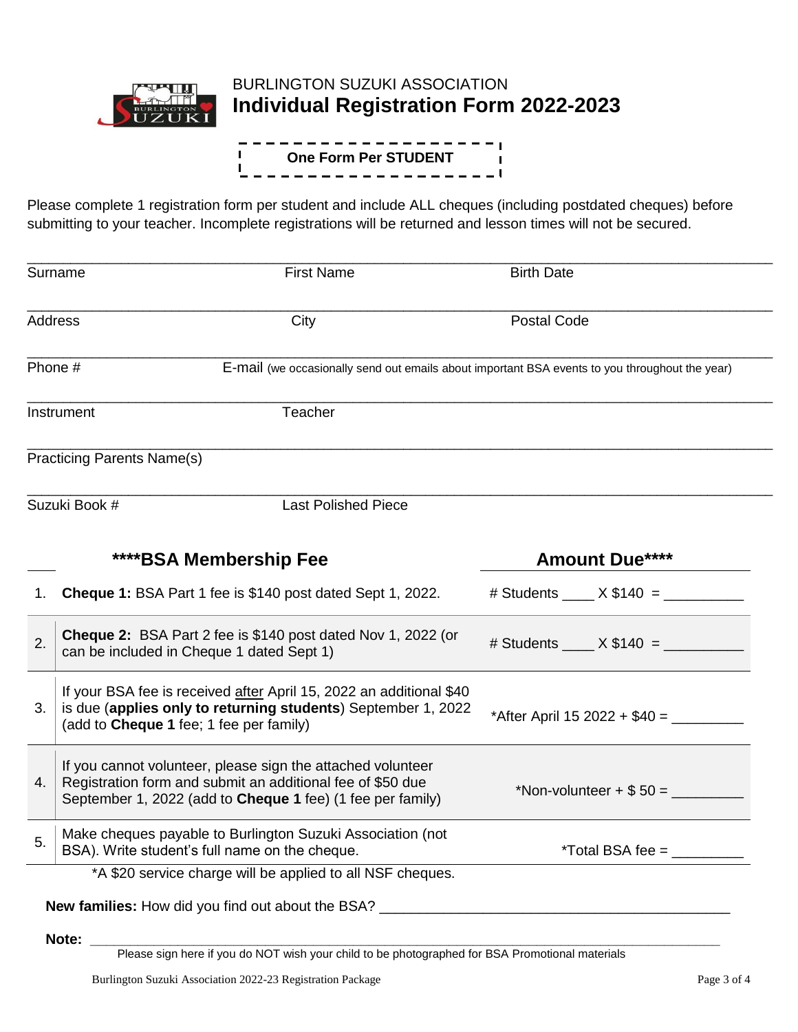BURLINGTON SUZUKI ASSOCIATION

# Individual Registration Form 2022-2023

**One Form Per STUDENT**

Please complete 1 registration form per student and include ALL cheques (including postdated cheques) before submitting to your teacher. Incomplete registrations will be returned and lesson times will not be secured.

______________________________________________________________________________

Surname | First Name | Birth Date

______________________________________________________________________________

Address | City | Postal Code

______________________________________________________________________________

Phone # | E-mail (we occasionally send out emails about important BSA events to you throughout the year)

______________________________________________________________________________

Instrument | Teacher

______________________________________________________________________________

Practicing Parents Name(s)

______________________________________________________________________________

Suzuki Book # | Last Polished Piece

| | ****BSA Membership Fee | Amount Due**** |
|---|---|---|
| 1. | **Cheque 1:** BSA Part 1 fee is $140 post dated Sept 1, 2022. | # Students ____ X $140 = __________ |
| 2. | **Cheque 2:** BSA Part 2 fee is $140 post dated Nov 1, 2022 (or can be included in Cheque 1 dated Sept 1) | # Students ____ X $140 = __________ |
| 3. | If your BSA fee is received after April 15, 2022 an additional $40 is due (**applies only to returning students**) September 1, 2022 (add to **Cheque 1** fee; 1 fee per family) | *After April 15 2022 + $40 = _________ |
| 4. | If you cannot volunteer, please sign the attached volunteer Registration form and submit an additional fee of $50 due September 1, 2022 (add to **Cheque 1** fee) (1 fee per family) | *Non-volunteer + $ 50 = _________ |
| 5. | Make cheques payable to Burlington Suzuki Association (not BSA). Write student's full name on the cheque. | *Total BSA fee = _________ |

*A $20 service charge will be applied to all NSF cheques.

**New families:** How did you find out about the BSA? _____________________________________________

**Note:** ______________________________________________________________________

Please sign here if you do NOT wish your child to be photographed for BSA Promotional materials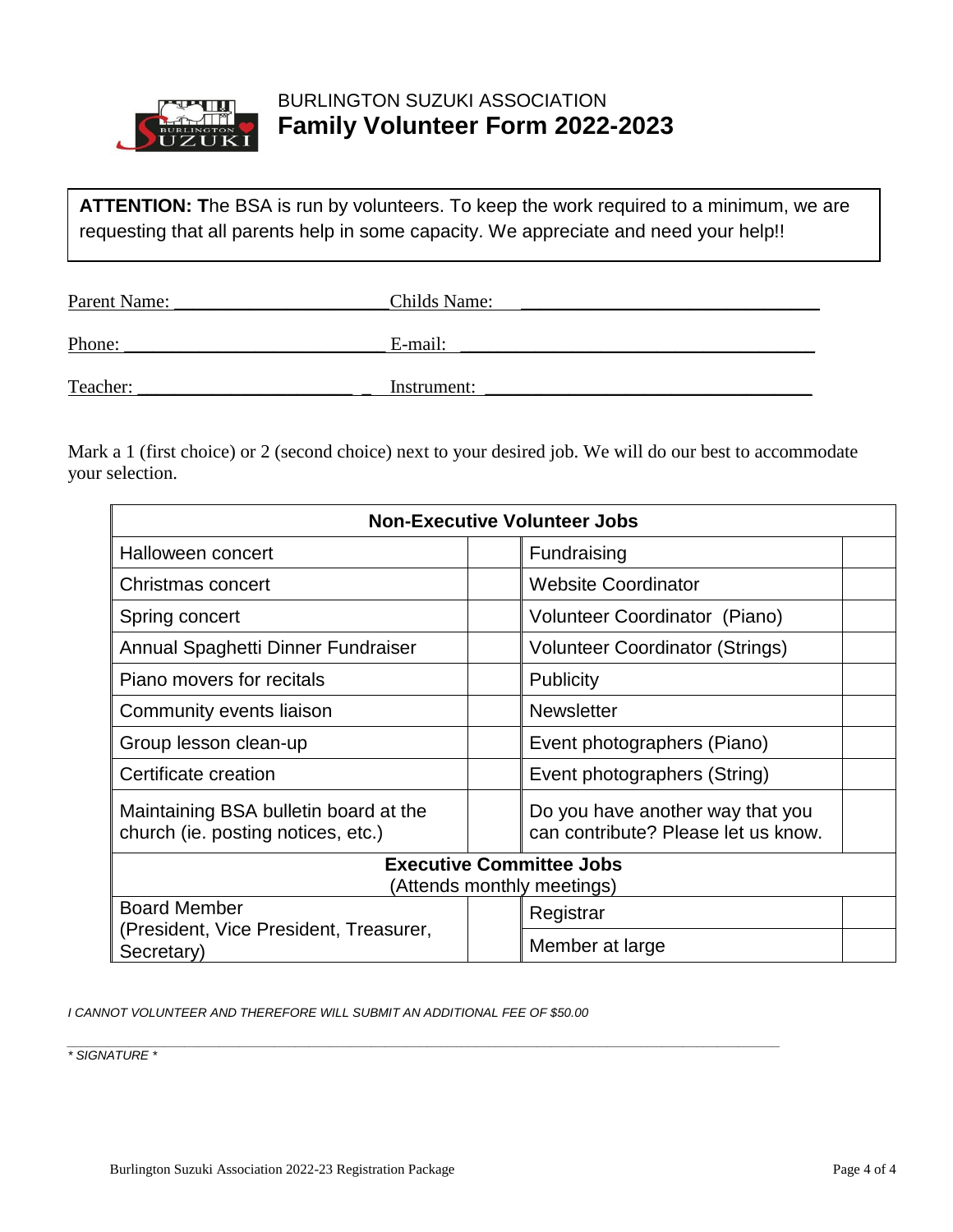BURLINGTON SUZUKI ASSOCIATION

# Family Volunteer Form 2022-2023

**ATTENTION: T**he BSA is run by volunteers. To keep the work required to a minimum, we are requesting that all parents help in some capacity. We appreciate and need your help!!

Parent Name: ______________________ Childs Name: ______________________________

Phone: ___________________________ E-mail: ___________________________________

Teacher: ______________________ _ Instrument: ________________________________

Mark a 1 (first choice) or 2 (second choice) next to your desired job. We will do our best to accommodate your selection.

| **Non-Executive Volunteer Jobs** | | | |
|---|---|---|---|
| Halloween concert | | Fundraising | |
| Christmas concert | | Website Coordinator | |
| Spring concert | | Volunteer Coordinator (Piano) | |
| Annual Spaghetti Dinner Fundraiser | | Volunteer Coordinator (Strings) | |
| Piano movers for recitals | | Publicity | |
| Community events liaison | | Newsletter | |
| Group lesson clean-up | | Event photographers (Piano) | |
| Certificate creation | | Event photographers (String) | |
| Maintaining BSA bulletin board at the church (ie. posting notices, etc.) | | Do you have another way that you can contribute? Please let us know. | |
| **Executive Committee Jobs** (Attends monthly meetings) | | | |
| Board Member (President, Vice President, Treasurer, Secretary) | | Registrar | |
| | | Member at large | |

*I CANNOT VOLUNTEER AND THEREFORE WILL SUBMIT AN ADDITIONAL FEE OF $50.00*

______________________________________________________________________________

*\* SIGNATURE \**